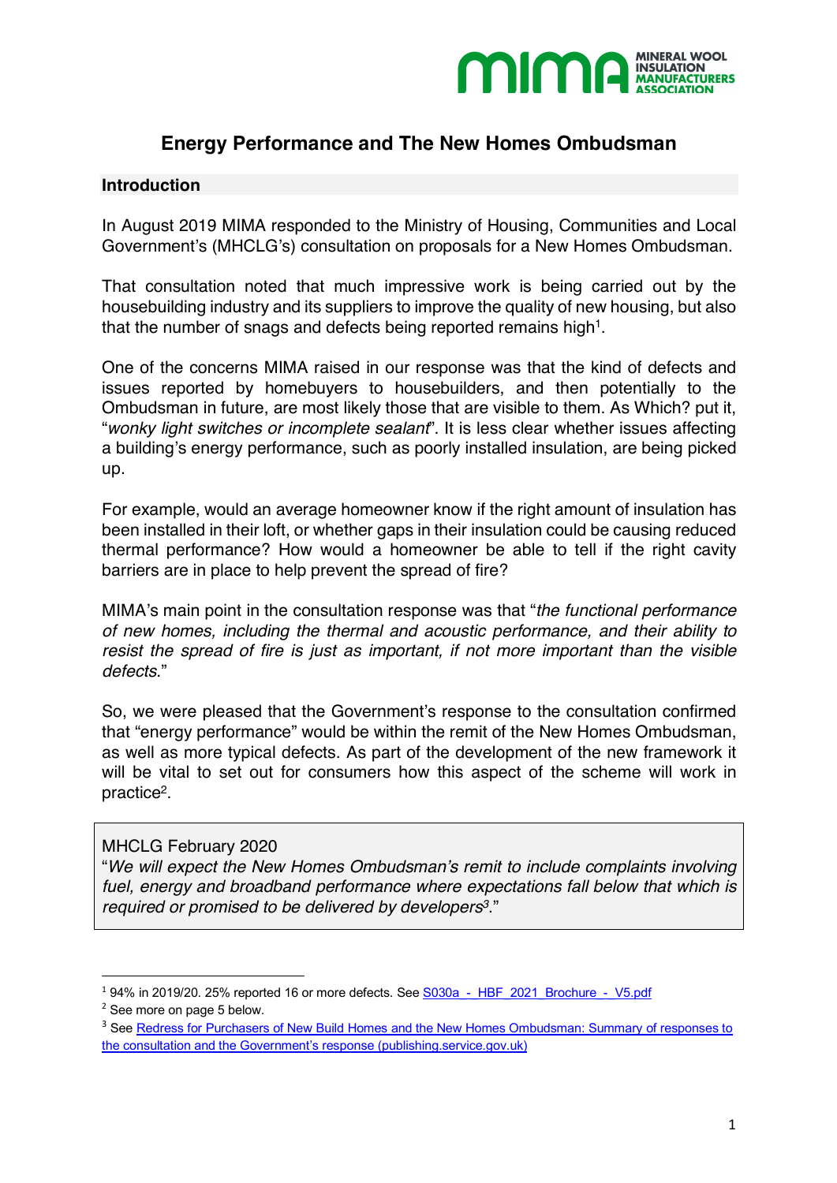# Energy Performance and The New Homes Ombudsman

## Introduction

In August 2019 MIMA responded to the Ministry of Housing, Communities and Local Government's (MHCLG's) consultation on proposals for a New Homes Ombudsman.

That consultation noted that much impressive work is being carried out by the housebuilding industry and its suppliers to improve the quality of new housing, but also that the number of snags and defects being reported remains high[1].

One of the concerns MIMA raised in our response was that the kind of defects and issues reported by homebuyers to housebuilders, and then potentially to the Ombudsman in future, are most likely those that are visible to them. As Which? put it, "*wonky light switches or incomplete sealant*". It is less clear whether issues affecting a building's energy performance, such as poorly installed insulation, are being picked up.

For example, would an average homeowner know if the right amount of insulation has been installed in their loft, or whether gaps in their insulation could be causing reduced thermal performance? How would a homeowner be able to tell if the right cavity barriers are in place to help prevent the spread of fire?

MIMA's main point in the consultation response was that "*the functional performance of new homes, including the thermal and acoustic performance, and their ability to resist the spread of fire is just as important, if not more important than the visible defects*."

So, we were pleased that the Government's response to the consultation confirmed that "energy performance" would be within the remit of the New Homes Ombudsman, as well as more typical defects. As part of the development of the new framework it will be vital to set out for consumers how this aspect of the scheme will work in practice[2].

> MHCLG February 2020
> "*We will expect the New Homes Ombudsman's remit to include complaints involving fuel, energy and broadband performance where expectations fall below that which is required or promised to be delivered by developers[3].*"

---

[1] 94% in 2019/20. 25% reported 16 or more defects. See S030a - HBF 2021 Brochure - V5.pdf

[2] See more on page 5 below.

[3] See Redress for Purchasers of New Build Homes and the New Homes Ombudsman: Summary of responses to the consultation and the Government's response (publishing.service.gov.uk)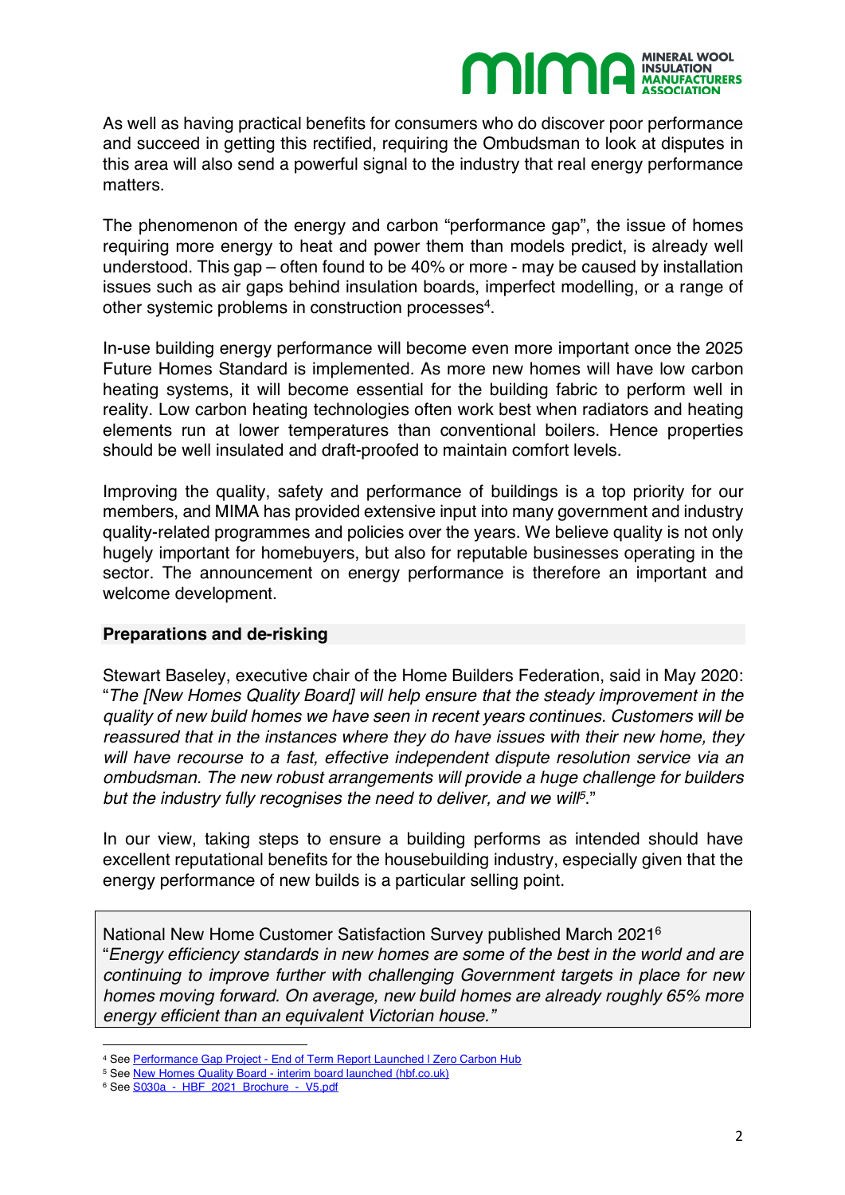As well as having practical benefits for consumers who do discover poor performance and succeed in getting this rectified, requiring the Ombudsman to look at disputes in this area will also send a powerful signal to the industry that real energy performance matters.

The phenomenon of the energy and carbon "performance gap", the issue of homes requiring more energy to heat and power them than models predict, is already well understood. This gap – often found to be 40% or more - may be caused by installation issues such as air gaps behind insulation boards, imperfect modelling, or a range of other systemic problems in construction processes[4].

In-use building energy performance will become even more important once the 2025 Future Homes Standard is implemented. As more new homes will have low carbon heating systems, it will become essential for the building fabric to perform well in reality. Low carbon heating technologies often work best when radiators and heating elements run at lower temperatures than conventional boilers. Hence properties should be well insulated and draft-proofed to maintain comfort levels.

Improving the quality, safety and performance of buildings is a top priority for our members, and MIMA has provided extensive input into many government and industry quality-related programmes and policies over the years. We believe quality is not only hugely important for homebuyers, but also for reputable businesses operating in the sector. The announcement on energy performance is therefore an important and welcome development.

## Preparations and de-risking

Stewart Baseley, executive chair of the Home Builders Federation, said in May 2020: "*The [New Homes Quality Board] will help ensure that the steady improvement in the quality of new build homes we have seen in recent years continues. Customers will be reassured that in the instances where they do have issues with their new home, they will have recourse to a fast, effective independent dispute resolution service via an ombudsman. The new robust arrangements will provide a huge challenge for builders but the industry fully recognises the need to deliver, and we will*[5]."

In our view, taking steps to ensure a building performs as intended should have excellent reputational benefits for the housebuilding industry, especially given that the energy performance of new builds is a particular selling point.

> National New Home Customer Satisfaction Survey published March 2021[6]
> "*Energy efficiency standards in new homes are some of the best in the world and are continuing to improve further with challenging Government targets in place for new homes moving forward. On average, new build homes are already roughly 65% more energy efficient than an equivalent Victorian house.*"

---

[4] See Performance Gap Project - End of Term Report Launched I Zero Carbon Hub

[5] See New Homes Quality Board - interim board launched (hbf.co.uk)

[6] See S030a - HBF 2021 Brochure - V5.pdf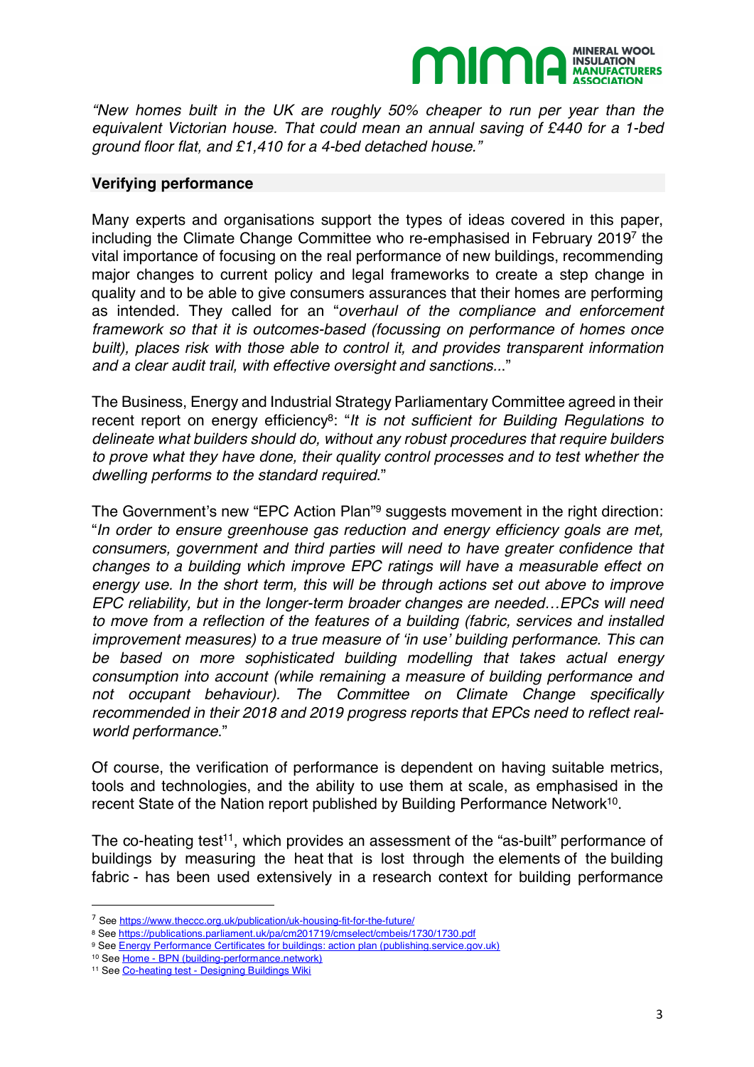*"New homes built in the UK are roughly 50% cheaper to run per year than the equivalent Victorian house. That could mean an annual saving of £440 for a 1-bed ground floor flat, and £1,410 for a 4-bed detached house."*

## Verifying performance

Many experts and organisations support the types of ideas covered in this paper, including the Climate Change Committee who re-emphasised in February 2019[7] the vital importance of focusing on the real performance of new buildings, recommending major changes to current policy and legal frameworks to create a step change in quality and to be able to give consumers assurances that their homes are performing as intended. They called for an "*overhaul of the compliance and enforcement framework so that it is outcomes-based (focussing on performance of homes once built), places risk with those able to control it, and provides transparent information and a clear audit trail, with effective oversight and sanctions...*"

The Business, Energy and Industrial Strategy Parliamentary Committee agreed in their recent report on energy efficiency[8]: "*It is not sufficient for Building Regulations to delineate what builders should do, without any robust procedures that require builders to prove what they have done, their quality control processes and to test whether the dwelling performs to the standard required.*"

The Government's new "EPC Action Plan"[9] suggests movement in the right direction: "*In order to ensure greenhouse gas reduction and energy efficiency goals are met, consumers, government and third parties will need to have greater confidence that changes to a building which improve EPC ratings will have a measurable effect on energy use. In the short term, this will be through actions set out above to improve EPC reliability, but in the longer-term broader changes are needed…EPCs will need to move from a reflection of the features of a building (fabric, services and installed improvement measures) to a true measure of 'in use' building performance. This can be based on more sophisticated building modelling that takes actual energy consumption into account (while remaining a measure of building performance and not occupant behaviour). The Committee on Climate Change specifically recommended in their 2018 and 2019 progress reports that EPCs need to reflect real-world performance.*"

Of course, the verification of performance is dependent on having suitable metrics, tools and technologies, and the ability to use them at scale, as emphasised in the recent State of the Nation report published by Building Performance Network[10].

The co-heating test[11], which provides an assessment of the "as-built" performance of buildings by measuring the heat that is lost through the elements of the building fabric - has been used extensively in a research context for building performance

---

[7] See https://www.theccc.org.uk/publication/uk-housing-fit-for-the-future/

[8] See https://publications.parliament.uk/pa/cm201719/cmselect/cmbeis/1730/1730.pdf

[9] See Energy Performance Certificates for buildings: action plan (publishing.service.gov.uk)

[10] See Home - BPN (building-performance.network)

[11] See Co-heating test - Designing Buildings Wiki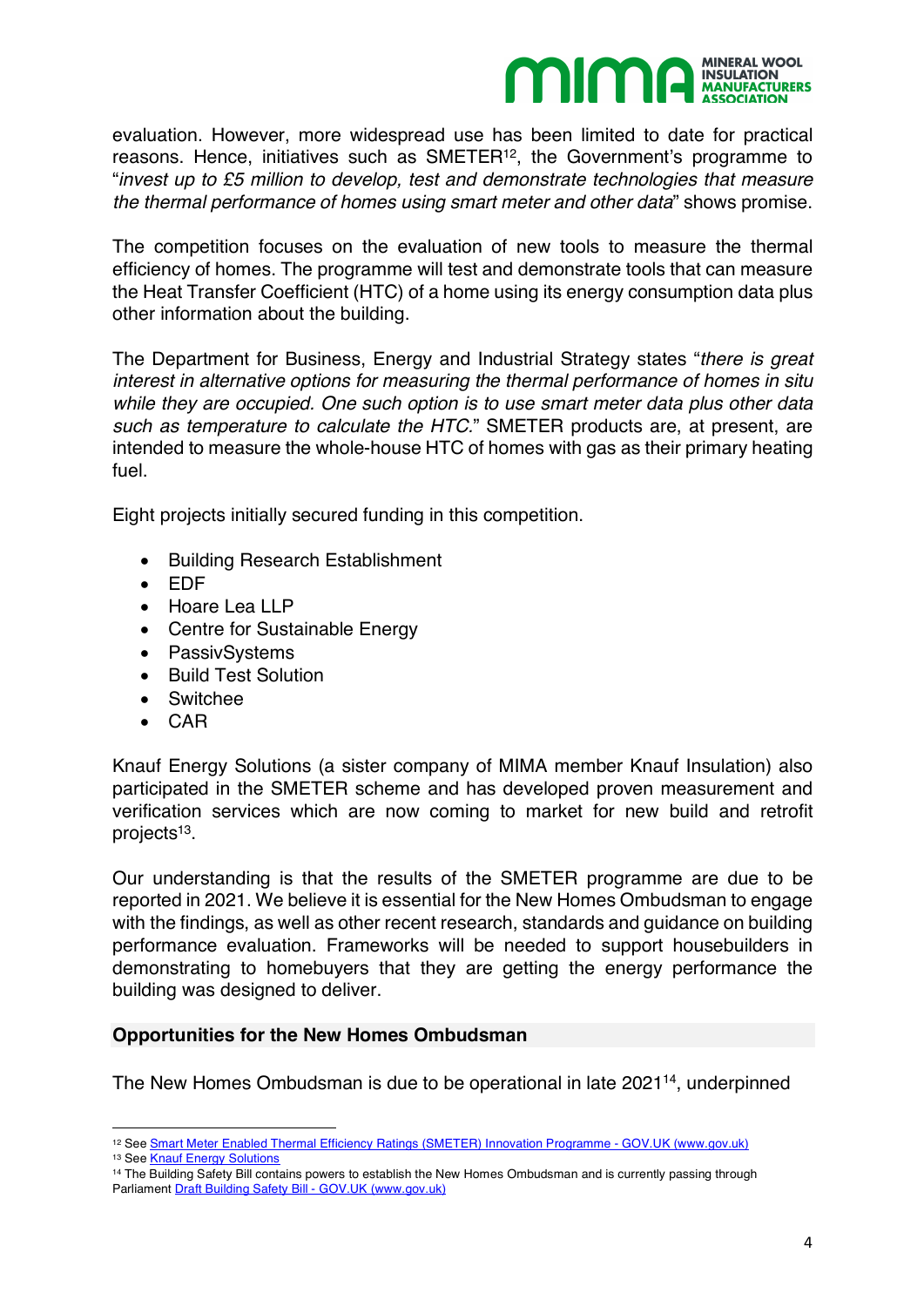evaluation. However, more widespread use has been limited to date for practical reasons. Hence, initiatives such as SMETER[12], the Government's programme to "*invest up to £5 million to develop, test and demonstrate technologies that measure the thermal performance of homes using smart meter and other data*" shows promise.

The competition focuses on the evaluation of new tools to measure the thermal efficiency of homes. The programme will test and demonstrate tools that can measure the Heat Transfer Coefficient (HTC) of a home using its energy consumption data plus other information about the building.

The Department for Business, Energy and Industrial Strategy states "*there is great interest in alternative options for measuring the thermal performance of homes in situ while they are occupied. One such option is to use smart meter data plus other data such as temperature to calculate the HTC.*" SMETER products are, at present, are intended to measure the whole-house HTC of homes with gas as their primary heating fuel.

Eight projects initially secured funding in this competition.

- Building Research Establishment
- EDF
- Hoare Lea LLP
- Centre for Sustainable Energy
- PassivSystems
- Build Test Solution
- Switchee
- CAR

Knauf Energy Solutions (a sister company of MIMA member Knauf Insulation) also participated in the SMETER scheme and has developed proven measurement and verification services which are now coming to market for new build and retrofit projects[13].

Our understanding is that the results of the SMETER programme are due to be reported in 2021. We believe it is essential for the New Homes Ombudsman to engage with the findings, as well as other recent research, standards and guidance on building performance evaluation. Frameworks will be needed to support housebuilders in demonstrating to homebuyers that they are getting the energy performance the building was designed to deliver.

## Opportunities for the New Homes Ombudsman

The New Homes Ombudsman is due to be operational in late 2021[14], underpinned

---

[12] See Smart Meter Enabled Thermal Efficiency Ratings (SMETER) Innovation Programme - GOV.UK (www.gov.uk)

[13] See Knauf Energy Solutions

[14] The Building Safety Bill contains powers to establish the New Homes Ombudsman and is currently passing through Parliament Draft Building Safety Bill - GOV.UK (www.gov.uk)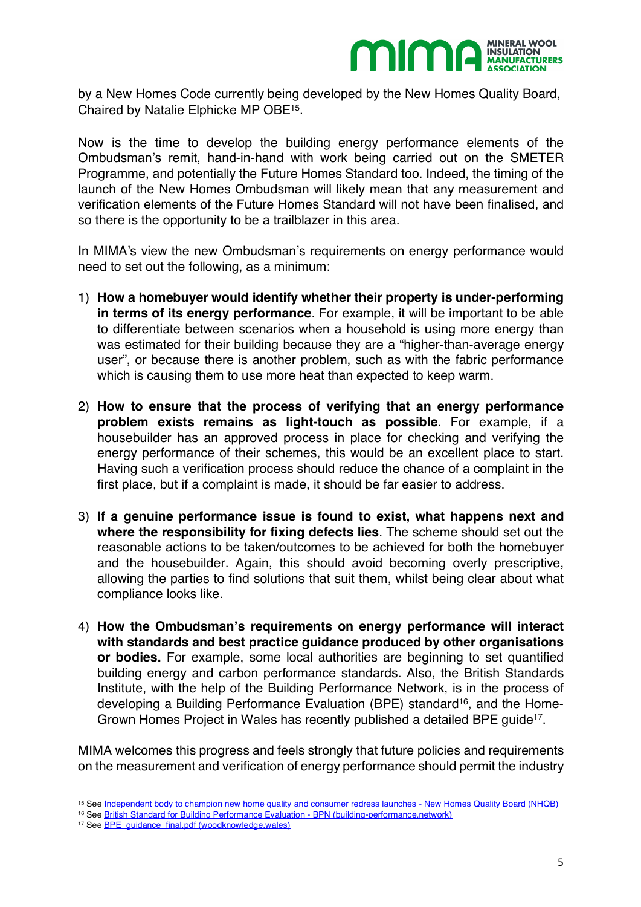by a New Homes Code currently being developed by the New Homes Quality Board, Chaired by Natalie Elphicke MP OBE[15].

Now is the time to develop the building energy performance elements of the Ombudsman's remit, hand-in-hand with work being carried out on the SMETER Programme, and potentially the Future Homes Standard too. Indeed, the timing of the launch of the New Homes Ombudsman will likely mean that any measurement and verification elements of the Future Homes Standard will not have been finalised, and so there is the opportunity to be a trailblazer in this area.

In MIMA's view the new Ombudsman's requirements on energy performance would need to set out the following, as a minimum:

1) **How a homebuyer would identify whether their property is under-performing in terms of its energy performance**. For example, it will be important to be able to differentiate between scenarios when a household is using more energy than was estimated for their building because they are a "higher-than-average energy user", or because there is another problem, such as with the fabric performance which is causing them to use more heat than expected to keep warm.

2) **How to ensure that the process of verifying that an energy performance problem exists remains as light-touch as possible**. For example, if a housebuilder has an approved process in place for checking and verifying the energy performance of their schemes, this would be an excellent place to start. Having such a verification process should reduce the chance of a complaint in the first place, but if a complaint is made, it should be far easier to address.

3) **If a genuine performance issue is found to exist, what happens next and where the responsibility for fixing defects lies**. The scheme should set out the reasonable actions to be taken/outcomes to be achieved for both the homebuyer and the housebuilder. Again, this should avoid becoming overly prescriptive, allowing the parties to find solutions that suit them, whilst being clear about what compliance looks like.

4) **How the Ombudsman's requirements on energy performance will interact with standards and best practice guidance produced by other organisations or bodies.** For example, some local authorities are beginning to set quantified building energy and carbon performance standards. Also, the British Standards Institute, with the help of the Building Performance Network, is in the process of developing a Building Performance Evaluation (BPE) standard[16], and the Home-Grown Homes Project in Wales has recently published a detailed BPE guide[17].

MIMA welcomes this progress and feels strongly that future policies and requirements on the measurement and verification of energy performance should permit the industry

---

[15] See Independent body to champion new home quality and consumer redress launches - New Homes Quality Board (NHQB)

[16] See British Standard for Building Performance Evaluation - BPN (building-performance.network)

[17] See BPE_guidance_final.pdf (woodknowledge.wales)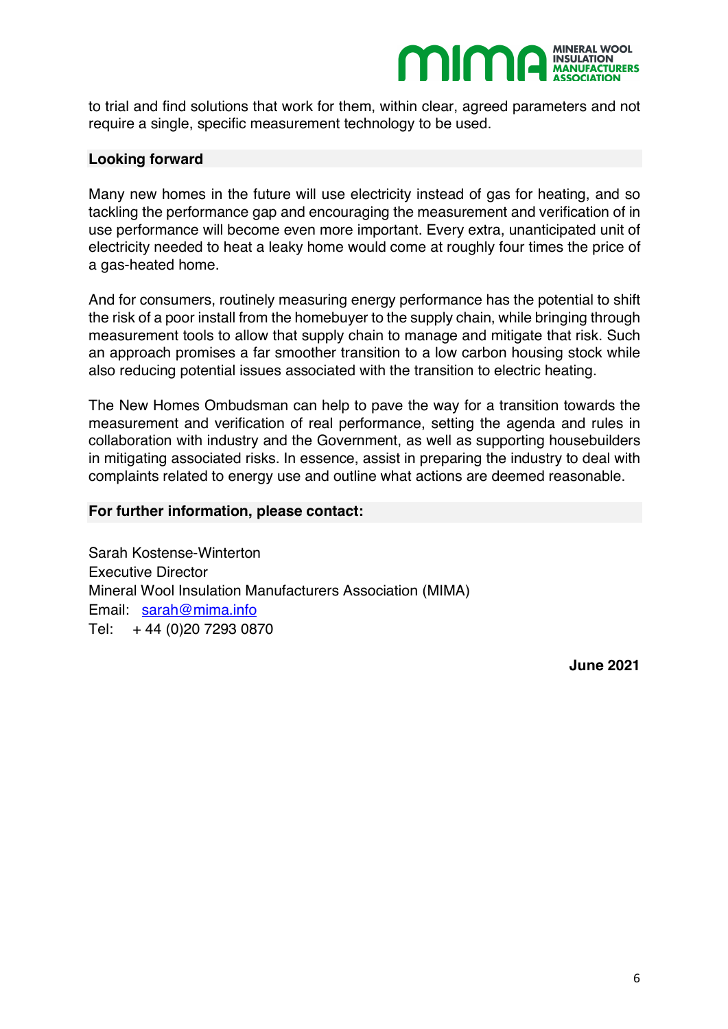to trial and find solutions that work for them, within clear, agreed parameters and not require a single, specific measurement technology to be used.

## Looking forward

Many new homes in the future will use electricity instead of gas for heating, and so tackling the performance gap and encouraging the measurement and verification of in use performance will become even more important. Every extra, unanticipated unit of electricity needed to heat a leaky home would come at roughly four times the price of a gas-heated home.

And for consumers, routinely measuring energy performance has the potential to shift the risk of a poor install from the homebuyer to the supply chain, while bringing through measurement tools to allow that supply chain to manage and mitigate that risk. Such an approach promises a far smoother transition to a low carbon housing stock while also reducing potential issues associated with the transition to electric heating.

The New Homes Ombudsman can help to pave the way for a transition towards the measurement and verification of real performance, setting the agenda and rules in collaboration with industry and the Government, as well as supporting housebuilders in mitigating associated risks. In essence, assist in preparing the industry to deal with complaints related to energy use and outline what actions are deemed reasonable.

## For further information, please contact:

Sarah Kostense-Winterton
Executive Director
Mineral Wool Insulation Manufacturers Association (MIMA)
Email: sarah@mima.info
Tel: + 44 (0)20 7293 0870

**June 2021**